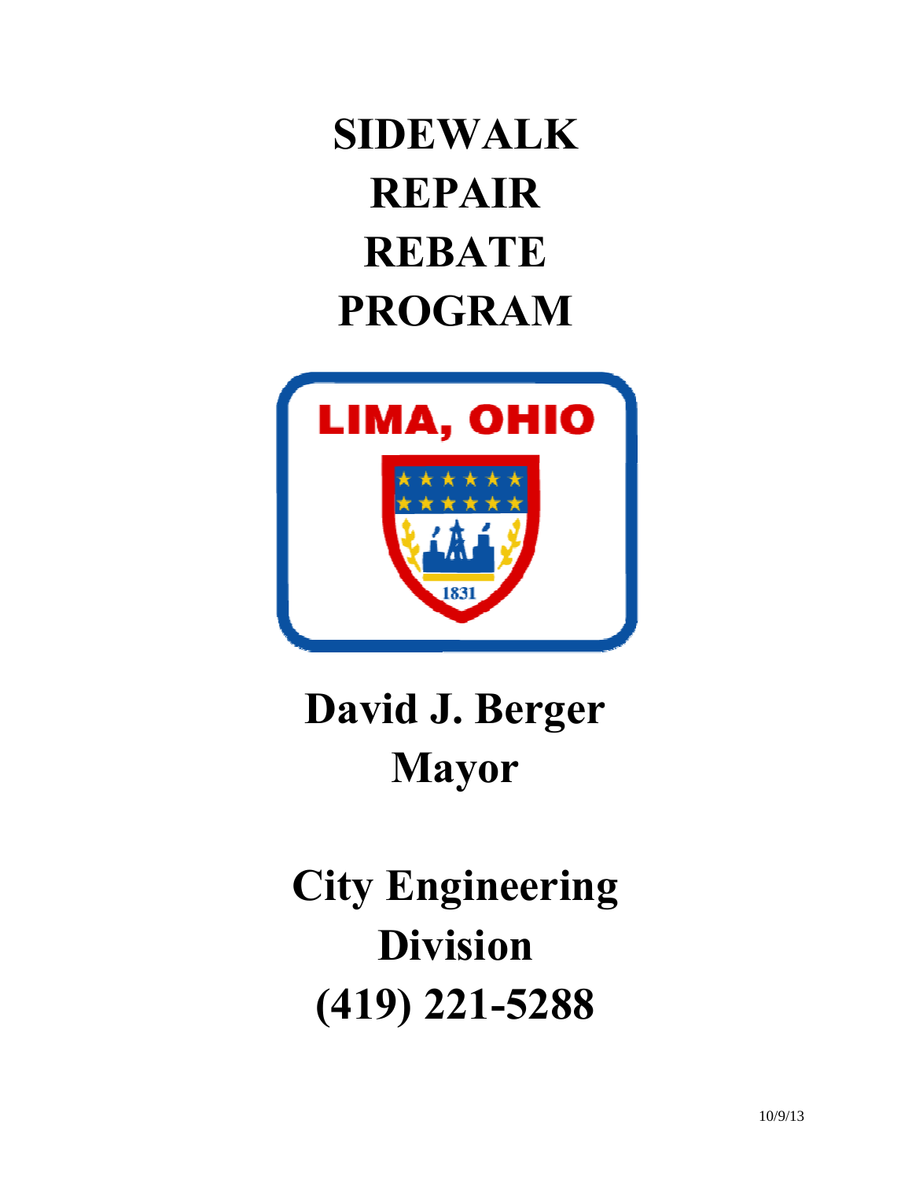# SIDEWALK REPAIR REBATE PROGRAM

LIMA, OHIO

1831

## David J. Berger
## Mayor

## City Engineering Division
## (419) 221-5288

10/9/13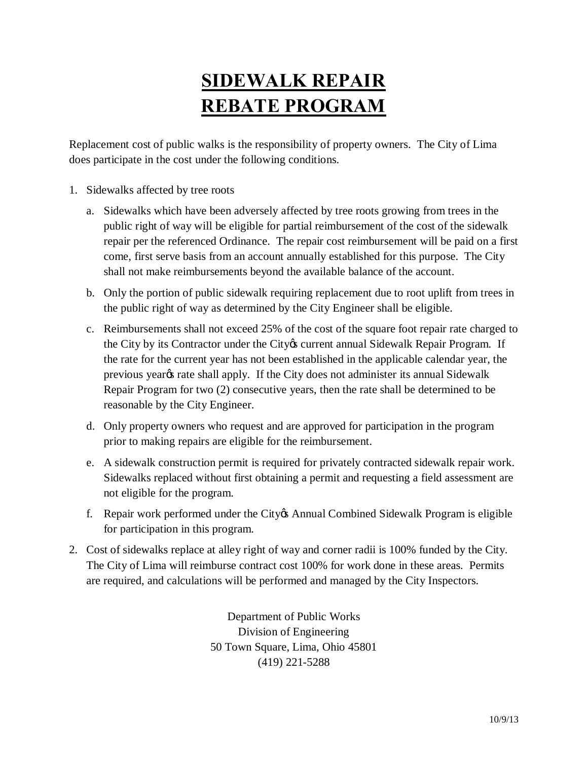# SIDEWALK REPAIR REBATE PROGRAM

Replacement cost of public walks is the responsibility of property owners. The City of Lima does participate in the cost under the following conditions.

1. Sidewalks affected by tree roots
   a. Sidewalks which have been adversely affected by tree roots growing from trees in the public right of way will be eligible for partial reimbursement of the cost of the sidewalk repair per the referenced Ordinance. The repair cost reimbursement will be paid on a first come, first serve basis from an account annually established for this purpose. The City shall not make reimbursements beyond the available balance of the account.
   b. Only the portion of public sidewalk requiring replacement due to root uplift from trees in the public right of way as determined by the City Engineer shall be eligible.
   c. Reimbursements shall not exceed 25% of the cost of the square foot repair rate charged to the City by its Contractor under the City's current annual Sidewalk Repair Program. If the rate for the current year has not been established in the applicable calendar year, the previous year's rate shall apply. If the City does not administer its annual Sidewalk Repair Program for two (2) consecutive years, then the rate shall be determined to be reasonable by the City Engineer.
   d. Only property owners who request and are approved for participation in the program prior to making repairs are eligible for the reimbursement.
   e. A sidewalk construction permit is required for privately contracted sidewalk repair work. Sidewalks replaced without first obtaining a permit and requesting a field assessment are not eligible for the program.
   f. Repair work performed under the City's Annual Combined Sidewalk Program is eligible for participation in this program.
2. Cost of sidewalks replace at alley right of way and corner radii is 100% funded by the City. The City of Lima will reimburse contract cost 100% for work done in these areas. Permits are required, and calculations will be performed and managed by the City Inspectors.

Department of Public Works
Division of Engineering
50 Town Square, Lima, Ohio 45801
(419) 221-5288

10/9/13